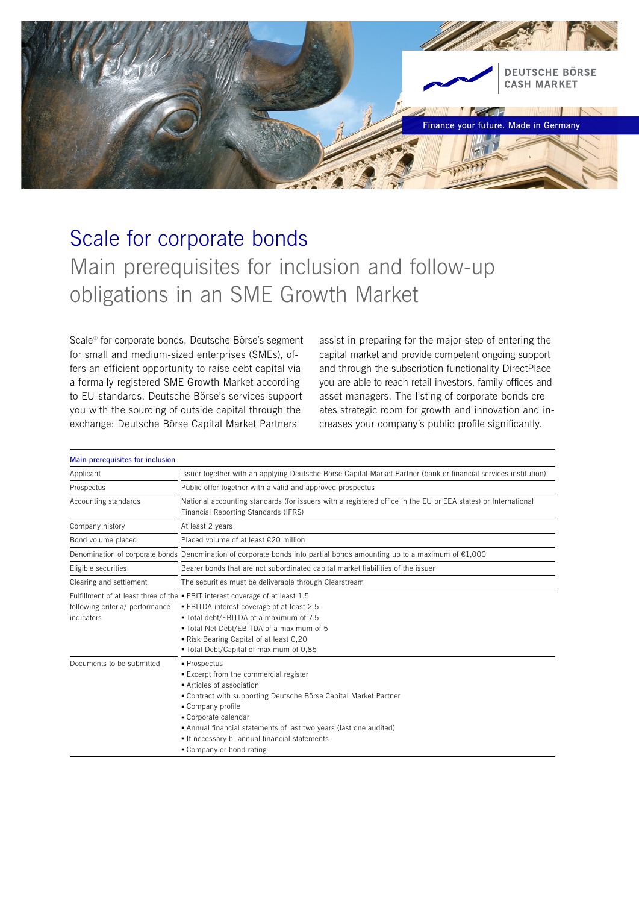DEUTSCHE BÖRSE
CASH MARKET

Finance your future. Made in Germany

# Scale for corporate bonds

## Main prerequisites for inclusion and follow-up obligations in an SME Growth Market

Scale® for corporate bonds, Deutsche Börse's segment for small and medium-sized enterprises (SMEs), offers an efficient opportunity to raise debt capital via a formally registered SME Growth Market according to EU-standards. Deutsche Börse's services support you with the sourcing of outside capital through the exchange: Deutsche Börse Capital Market Partners assist in preparing for the major step of entering the capital market and provide competent ongoing support and through the subscription functionality DirectPlace you are able to reach retail investors, family offices and asset managers. The listing of corporate bonds creates strategic room for growth and innovation and increases your company's public profile significantly.

| Main prerequisites for inclusion | |
|---|---|
| Applicant | Issuer together with an applying Deutsche Börse Capital Market Partner (bank or financial services institution) |
| Prospectus | Public offer together with a valid and approved prospectus |
| Accounting standards | National accounting standards (for issuers with a registered office in the EU or EEA states) or International Financial Reporting Standards (IFRS) |
| Company history | At least 2 years |
| Bond volume placed | Placed volume of at least €20 million |
| Denomination of corporate bonds | Denomination of corporate bonds into partial bonds amounting up to a maximum of €1,000 |
| Eligible securities | Bearer bonds that are not subordinated capital market liabilities of the issuer |
| Clearing and settlement | The securities must be deliverable through Clearstream |
| Fulfillment of at least three of the following criteria/ performance indicators | ▪ EBIT interest coverage of at least 1.5<br>▪ EBITDA interest coverage of at least 2.5<br>▪ Total debt/EBITDA of a maximum of 7.5<br>▪ Total Net Debt/EBITDA of a maximum of 5<br>▪ Risk Bearing Capital of at least 0,20<br>▪ Total Debt/Capital of maximum of 0,85 |
| Documents to be submitted | ▪ Prospectus<br>▪ Excerpt from the commercial register<br>▪ Articles of association<br>▪ Contract with supporting Deutsche Börse Capital Market Partner<br>▪ Company profile<br>▪ Corporate calendar<br>▪ Annual financial statements of last two years (last one audited)<br>▪ If necessary bi-annual financial statements<br>▪ Company or bond rating |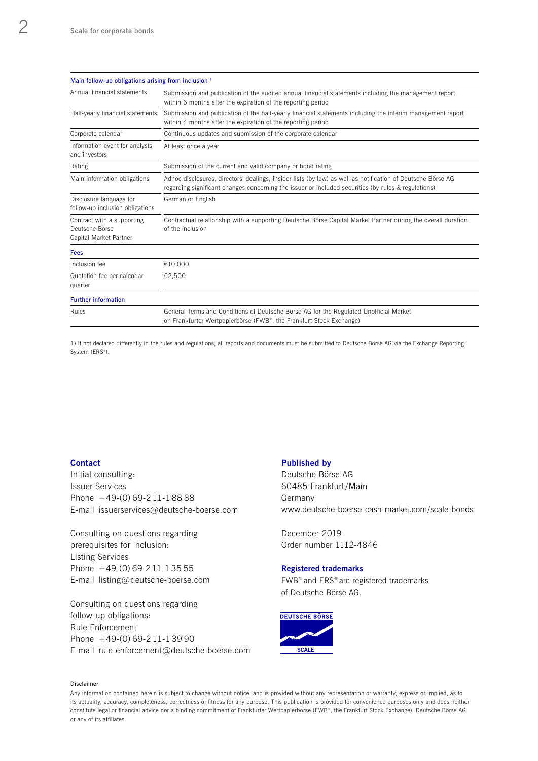| Main follow-up obligations arising from inclusion[1] | |
|---|---|
| Annual financial statements | Submission and publication of the audited annual financial statements including the management report within 6 months after the expiration of the reporting period |
| Half-yearly financial statements | Submission and publication of the half-yearly financial statements including the interim management report within 4 months after the expiration of the reporting period |
| Corporate calendar | Continuous updates and submission of the corporate calendar |
| Information event for analysts and investors | At least once a year |
| Rating | Submission of the current and valid company or bond rating |
| Main information obligations | Adhoc disclosures, directors' dealings, insider lists (by law) as well as notification of Deutsche Börse AG regarding significant changes concerning the issuer or included securities (by rules & regulations) |
| Disclosure language for follow-up inclusion obligations | German or English |
| Contract with a supporting Deutsche Börse Capital Market Partner | Contractual relationship with a supporting Deutsche Börse Capital Market Partner during the overall duration of the inclusion |
| **Fees** | |
| Inclusion fee | €10,000 |
| Quotation fee per calendar quarter | €2,500 |
| **Further information** | |
| Rules | General Terms and Conditions of Deutsche Börse AG for the Regulated Unofficial Market on Frankfurter Wertpapierbörse (FWB®, the Frankfurt Stock Exchange) |

1) If not declared differently in the rules and regulations, all reports and documents must be submitted to Deutsche Börse AG via the Exchange Reporting System (ERS®).

## Contact

Initial consulting:
Issuer Services
Phone +49-(0) 69-2 11-1 88 88
E-mail issuerservices@deutsche-boerse.com

Consulting on questions regarding prerequisites for inclusion:
Listing Services
Phone +49-(0) 69-2 11-1 35 55
E-mail listing@deutsche-boerse.com

Consulting on questions regarding follow-up obligations:
Rule Enforcement
Phone +49-(0) 69-2 11-1 39 90
E-mail rule-enforcement@deutsche-boerse.com

## Published by

Deutsche Börse AG
60485 Frankfurt/Main
Germany
www.deutsche-boerse-cash-market.com/scale-bonds

December 2019
Order number 1112-4846

## Registered trademarks

FWB® and ERS® are registered trademarks of Deutsche Börse AG.

DEUTSCHE BÖRSE
SCALE

#### Disclaimer

Any information contained herein is subject to change without notice, and is provided without any representation or warranty, express or implied, as to its actuality, accuracy, completeness, correctness or fitness for any purpose. This publication is provided for convenience purposes only and does neither constitute legal or financial advice nor a binding commitment of Frankfurter Wertpapierbörse (FWB®, the Frankfurt Stock Exchange), Deutsche Börse AG or any of its affiliates.